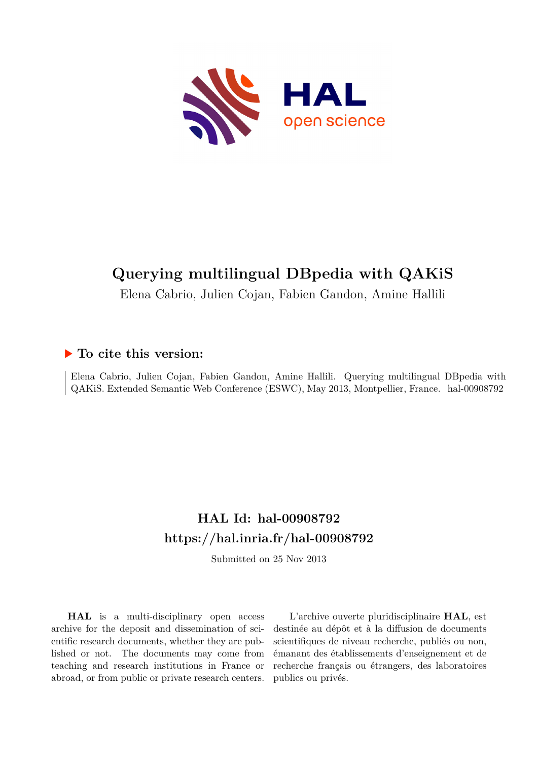# Querying multilingual DBpedia with QAKiS

Elena Cabrio, Julien Cojan, Fabien Gandon, Amine Hallili

## ▶ To cite this version:

Elena Cabrio, Julien Cojan, Fabien Gandon, Amine Hallili. Querying multilingual DBpedia with QAKiS. Extended Semantic Web Conference (ESWC), May 2013, Montpellier, France. hal-00908792

## HAL Id: hal-00908792
## https://hal.inria.fr/hal-00908792

Submitted on 25 Nov 2013

**HAL** is a multi-disciplinary open access archive for the deposit and dissemination of scientific research documents, whether they are published or not. The documents may come from teaching and research institutions in France or abroad, or from public or private research centers.

L'archive ouverte pluridisciplinaire **HAL**, est destinée au dépôt et à la diffusion de documents scientifiques de niveau recherche, publiés ou non, émanant des établissements d'enseignement et de recherche français ou étrangers, des laboratoires publics ou privés.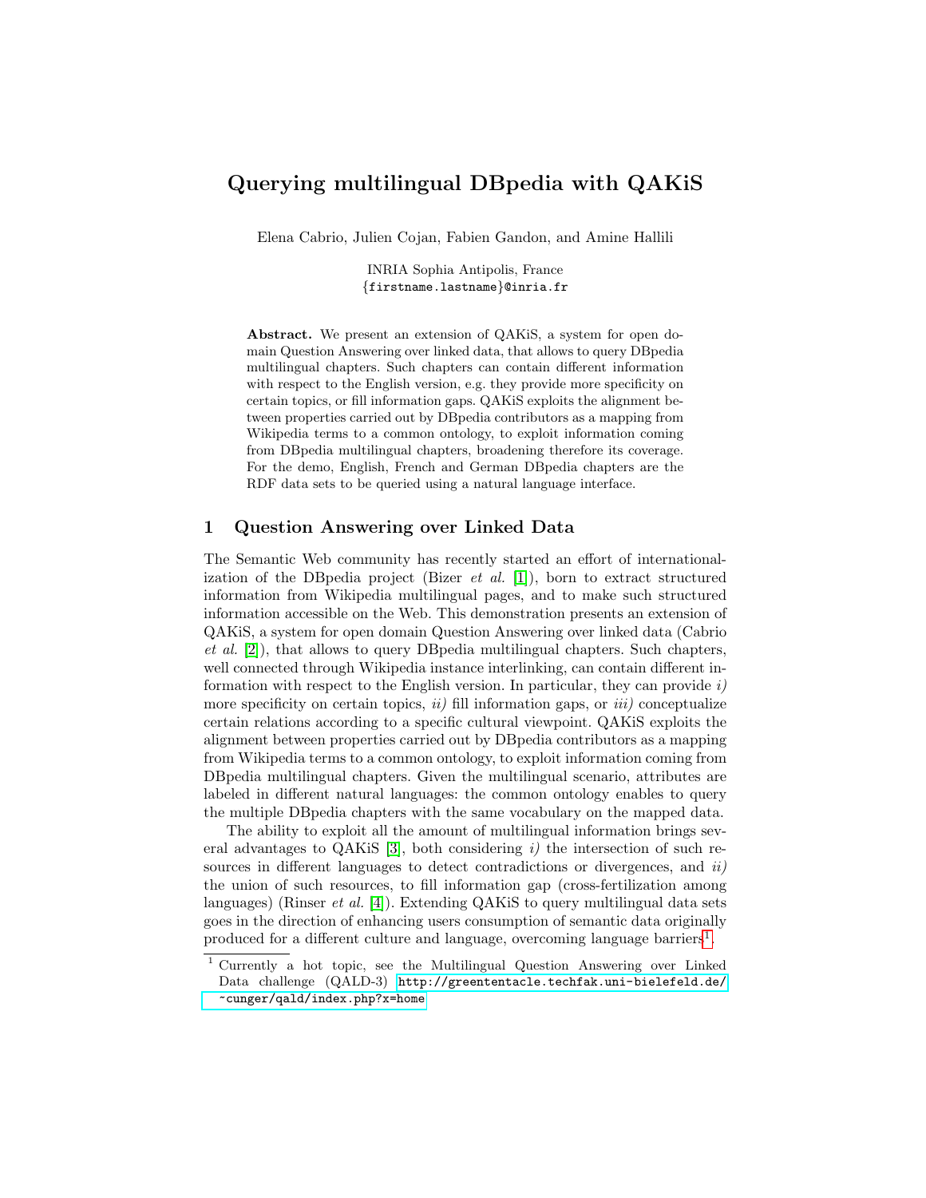# Querying multilingual DBpedia with QAKiS

Elena Cabrio, Julien Cojan, Fabien Gandon, and Amine Hallili

INRIA Sophia Antipolis, France
{firstname.lastname}@inria.fr

**Abstract.** We present an extension of QAKiS, a system for open domain Question Answering over linked data, that allows to query DBpedia multilingual chapters. Such chapters can contain different information with respect to the English version, e.g. they provide more specificity on certain topics, or fill information gaps. QAKiS exploits the alignment between properties carried out by DBpedia contributors as a mapping from Wikipedia terms to a common ontology, to exploit information coming from DBpedia multilingual chapters, broadening therefore its coverage. For the demo, English, French and German DBpedia chapters are the RDF data sets to be queried using a natural language interface.

## 1 Question Answering over Linked Data

The Semantic Web community has recently started an effort of internationalization of the DBpedia project (Bizer *et al.* [1]), born to extract structured information from Wikipedia multilingual pages, and to make such structured information accessible on the Web. This demonstration presents an extension of QAKiS, a system for open domain Question Answering over linked data (Cabrio *et al.* [2]), that allows to query DBpedia multilingual chapters. Such chapters, well connected through Wikipedia instance interlinking, can contain different information with respect to the English version. In particular, they can provide *i)* more specificity on certain topics, *ii)* fill information gaps, or *iii)* conceptualize certain relations according to a specific cultural viewpoint. QAKiS exploits the alignment between properties carried out by DBpedia contributors as a mapping from Wikipedia terms to a common ontology, to exploit information coming from DBpedia multilingual chapters. Given the multilingual scenario, attributes are labeled in different natural languages: the common ontology enables to query the multiple DBpedia chapters with the same vocabulary on the mapped data.

The ability to exploit all the amount of multilingual information brings several advantages to QAKiS [3], both considering *i)* the intersection of such resources in different languages to detect contradictions or divergences, and *ii)* the union of such resources, to fill information gap (cross-fertilization among languages) (Rinser *et al.* [4]). Extending QAKiS to query multilingual data sets goes in the direction of enhancing users consumption of semantic data originally produced for a different culture and language, overcoming language barriers[1].

[1] Currently a hot topic, see the Multilingual Question Answering over Linked Data challenge (QALD-3) http://greententacle.techfak.uni-bielefeld.de/~cunger/qald/index.php?x=home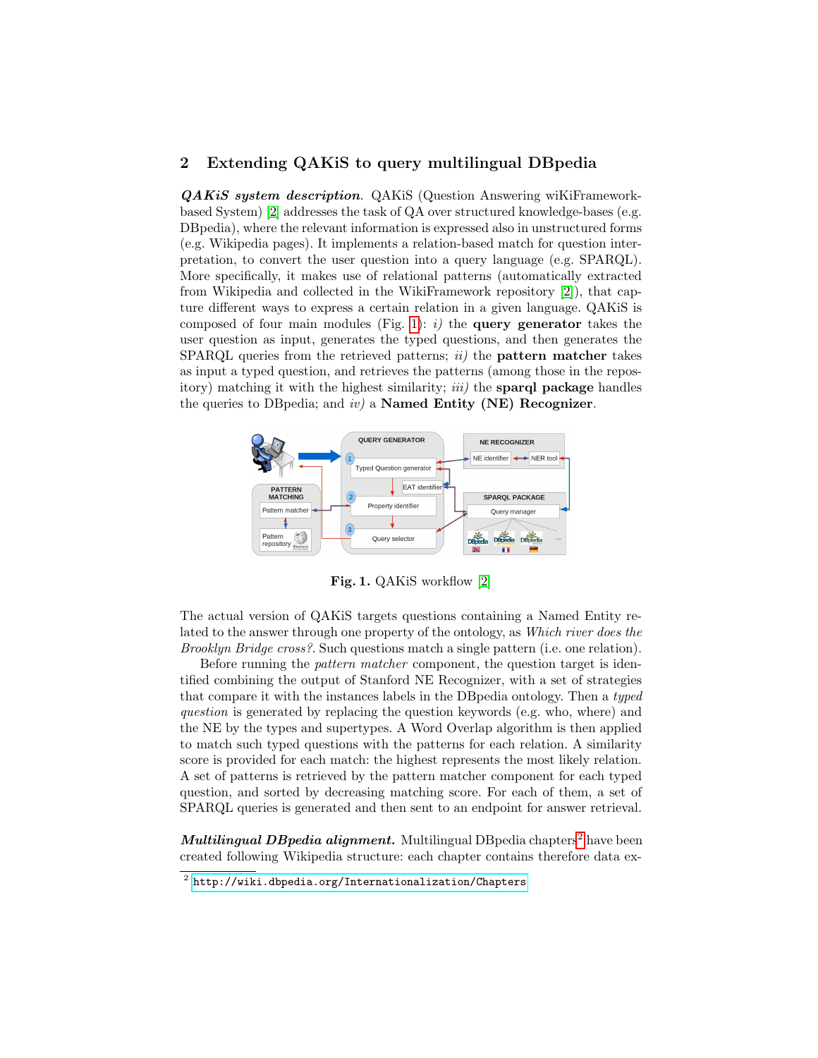## 2 Extending QAKiS to query multilingual DBpedia

***QAKiS system description.*** QAKiS (Question Answering wiKiFramework-based System) [2] addresses the task of QA over structured knowledge-bases (e.g. DBpedia), where the relevant information is expressed also in unstructured forms (e.g. Wikipedia pages). It implements a relation-based match for question interpretation, to convert the user question into a query language (e.g. SPARQL). More specifically, it makes use of relational patterns (automatically extracted from Wikipedia and collected in the WikiFramework repository [2]), that capture different ways to express a certain relation in a given language. QAKiS is composed of four main modules (Fig. 1): *i)* the **query generator** takes the user question as input, generates the typed questions, and then generates the SPARQL queries from the retrieved patterns; *ii)* the **pattern matcher** takes as input a typed question, and retrieves the patterns (among those in the repository) matching it with the highest similarity; *iii)* the **sparql package** handles the queries to DBpedia; and *iv)* a **Named Entity (NE) Recognizer**.

QUERY GENERATOR
1 Typed Question generator
EAT identifier
2 Property identifier
3 Query selector
NE RECOGNIZER
NE identifier
NER tool
PATTERN MATCHING
Pattern matcher
Pattern repository
SPARQL PACKAGE
Query manager

**Fig. 1.** QAKiS workflow [2]

The actual version of QAKiS targets questions containing a Named Entity related to the answer through one property of the ontology, as *Which river does the Brooklyn Bridge cross?*. Such questions match a single pattern (i.e. one relation).

Before running the *pattern matcher* component, the question target is identified combining the output of Stanford NE Recognizer, with a set of strategies that compare it with the instances labels in the DBpedia ontology. Then a *typed question* is generated by replacing the question keywords (e.g. who, where) and the NE by the types and supertypes. A Word Overlap algorithm is then applied to match such typed questions with the patterns for each relation. A similarity score is provided for each match: the highest represents the most likely relation. A set of patterns is retrieved by the pattern matcher component for each typed question, and sorted by decreasing matching score. For each of them, a set of SPARQL queries is generated and then sent to an endpoint for answer retrieval.

***Multilingual DBpedia alignment.*** Multilingual DBpedia chapters[2] have been created following Wikipedia structure: each chapter contains therefore data ex-

[2] http://wiki.dbpedia.org/Internationalization/Chapters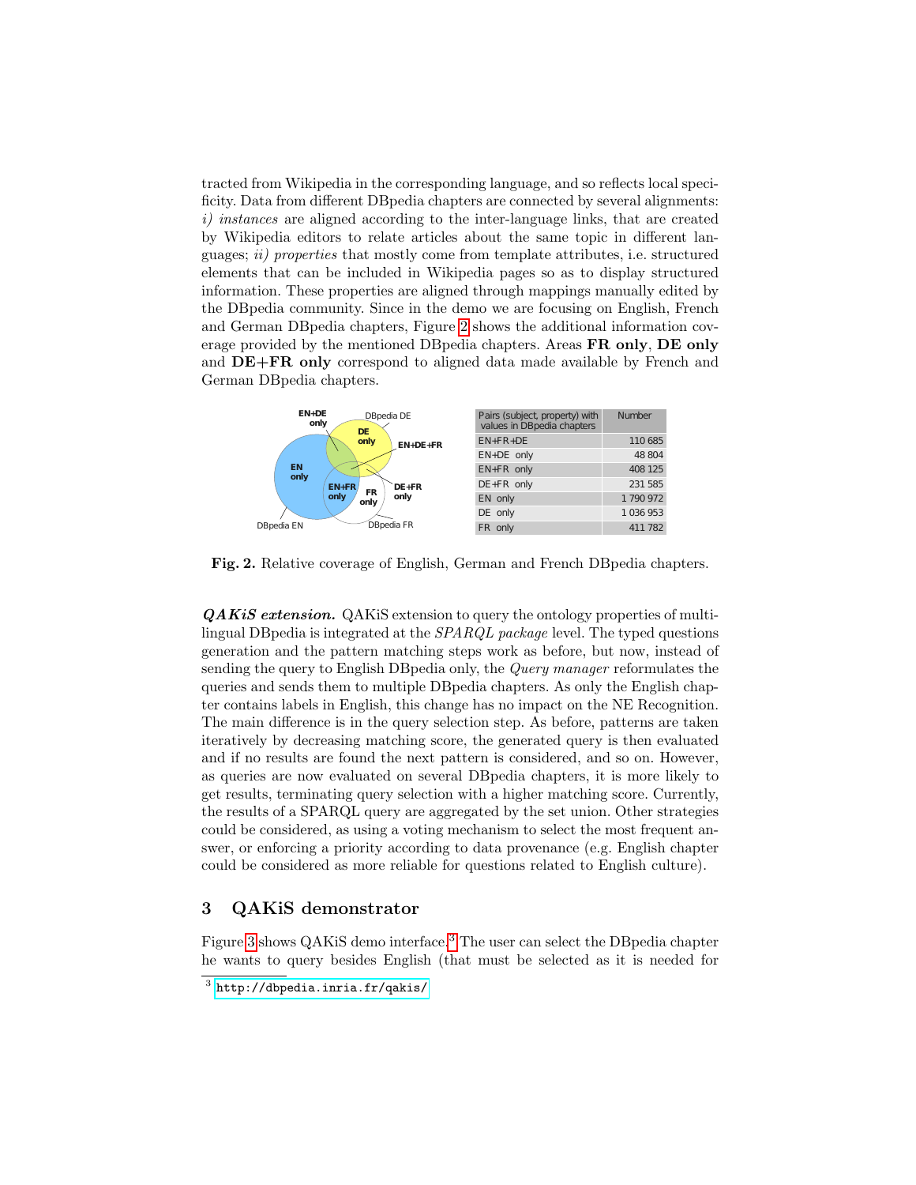tracted from Wikipedia in the corresponding language, and so reflects local specificity. Data from different DBpedia chapters are connected by several alignments: *i) instances* are aligned according to the inter-language links, that are created by Wikipedia editors to relate articles about the same topic in different languages; *ii) properties* that mostly come from template attributes, i.e. structured elements that can be included in Wikipedia pages so as to display structured information. These properties are aligned through mappings manually edited by the DBpedia community. Since in the demo we are focusing on English, French and German DBpedia chapters, Figure 2 shows the additional information coverage provided by the mentioned DBpedia chapters. Areas **FR only**, **DE only** and **DE+FR only** correspond to aligned data made available by French and German DBpedia chapters.

| Pairs (subject, property) with values in DBpedia chapters | Number |
|---|---|
| EN+FR+DE | 110 685 |
| EN+DE only | 48 804 |
| EN+FR only | 408 125 |
| DE+FR only | 231 585 |
| EN only | 1 790 972 |
| DE only | 1 036 953 |
| FR only | 411 782 |

**Fig. 2.** Relative coverage of English, German and French DBpedia chapters.

***QAKiS extension.*** QAKiS extension to query the ontology properties of multilingual DBpedia is integrated at the *SPARQL package* level. The typed questions generation and the pattern matching steps work as before, but now, instead of sending the query to English DBpedia only, the *Query manager* reformulates the queries and sends them to multiple DBpedia chapters. As only the English chapter contains labels in English, this change has no impact on the NE Recognition. The main difference is in the query selection step. As before, patterns are taken iteratively by decreasing matching score, the generated query is then evaluated and if no results are found the next pattern is considered, and so on. However, as queries are now evaluated on several DBpedia chapters, it is more likely to get results, terminating query selection with a higher matching score. Currently, the results of a SPARQL query are aggregated by the set union. Other strategies could be considered, as using a voting mechanism to select the most frequent answer, or enforcing a priority according to data provenance (e.g. English chapter could be considered as more reliable for questions related to English culture).

## 3 QAKiS demonstrator

Figure 3 shows QAKiS demo interface.[3] The user can select the DBpedia chapter he wants to query besides English (that must be selected as it is needed for

[3] http://dbpedia.inria.fr/qakis/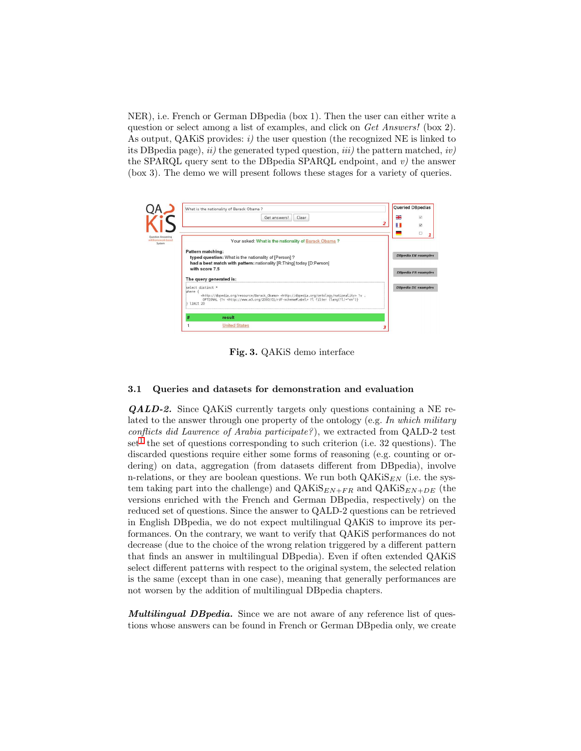NER), i.e. French or German DBpedia (box 1). Then the user can either write a question or select among a list of examples, and click on *Get Answers!* (box 2). As output, QAKiS provides: *i)* the user question (the recognized NE is linked to its DBpedia page), *ii)* the generated typed question, *iii)* the pattern matched, *iv)* the SPARQL query sent to the DBpedia SPARQL endpoint, and *v)* the answer (box 3). The demo we will present follows these stages for a variety of queries.

**Fig. 3.** QAKiS demo interface

### 3.1 Queries and datasets for demonstration and evaluation

***QALD-2.*** Since QAKiS currently targets only questions containing a NE related to the answer through one property of the ontology (e.g. *In which military conflicts did Lawrence of Arabia participate?*), we extracted from QALD-2 test set[1] the set of questions corresponding to such criterion (i.e. 32 questions). The discarded questions require either some forms of reasoning (e.g. counting or ordering) on data, aggregation (from datasets different from DBpedia), involve n-relations, or they are boolean questions. We run both QAKiS$_{EN}$ (i.e. the system taking part into the challenge) and QAKiS$_{EN+FR}$ and QAKiS$_{EN+DE}$ (the versions enriched with the French and German DBpedia, respectively) on the reduced set of questions. Since the answer to QALD-2 questions can be retrieved in English DBpedia, we do not expect multilingual QAKiS to improve its performances. On the contrary, we want to verify that QAKiS performances do not decrease (due to the choice of the wrong relation triggered by a different pattern that finds an answer in multilingual DBpedia). Even if often extended QAKiS select different patterns with respect to the original system, the selected relation is the same (except than in one case), meaning that generally performances are not worsen by the addition of multilingual DBpedia chapters.

***Multilingual DBpedia.*** Since we are not aware of any reference list of questions whose answers can be found in French or German DBpedia only, we create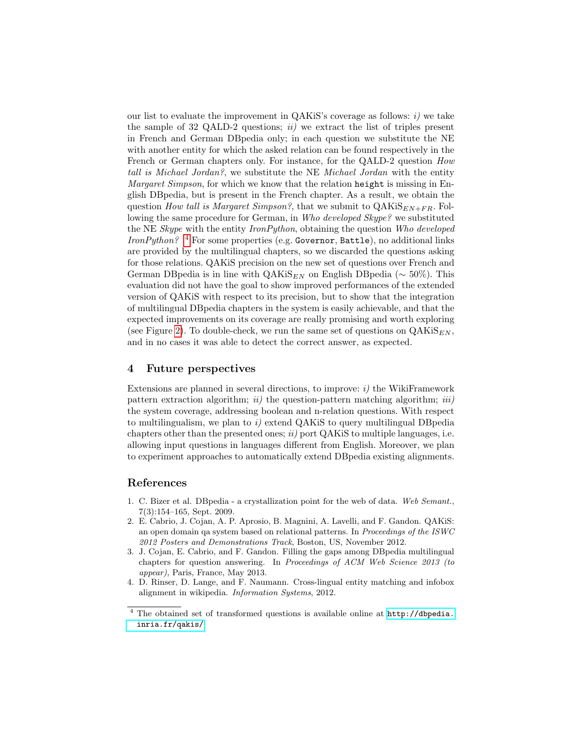our list to evaluate the improvement in QAKiS's coverage as follows: *i)* we take the sample of 32 QALD-2 questions; *ii)* we extract the list of triples present in French and German DBpedia only; in each question we substitute the NE with another entity for which the asked relation can be found respectively in the French or German chapters only. For instance, for the QALD-2 question *How tall is Michael Jordan?*, we substitute the NE *Michael Jordan* with the entity *Margaret Simpson*, for which we know that the relation `height` is missing in English DBpedia, but is present in the French chapter. As a result, we obtain the question *How tall is Margaret Simpson?*, that we submit to QAKiS$_{EN+FR}$. Following the same procedure for German, in *Who developed Skype?* we substituted the NE *Skype* with the entity *IronPython*, obtaining the question *Who developed IronPython?* [4] For some properties (e.g. `Governor`, `Battle`), no additional links are provided by the multilingual chapters, so we discarded the questions asking for those relations. QAKiS precision on the new set of questions over French and German DBpedia is in line with QAKiS$_{EN}$ on English DBpedia ($\sim$ 50%). This evaluation did not have the goal to show improved performances of the extended version of QAKiS with respect to its precision, but to show that the integration of multilingual DBpedia chapters in the system is easily achievable, and that the expected improvements on its coverage are really promising and worth exploring (see Figure 2). To double-check, we run the same set of questions on QAKiS$_{EN}$, and in no cases it was able to detect the correct answer, as expected.

## 4 Future perspectives

Extensions are planned in several directions, to improve: *i)* the WikiFramework pattern extraction algorithm; *ii)* the question-pattern matching algorithm; *iii)* the system coverage, addressing boolean and n-relation questions. With respect to multilingualism, we plan to *i)* extend QAKiS to query multilingual DBpedia chapters other than the presented ones; *ii)* port QAKiS to multiple languages, i.e. allowing input questions in languages different from English. Moreover, we plan to experiment approaches to automatically extend DBpedia existing alignments.

## References

1. C. Bizer et al. DBpedia - a crystallization point for the web of data. *Web Semant.*, 7(3):154–165, Sept. 2009.
2. E. Cabrio, J. Cojan, A. P. Aprosio, B. Magnini, A. Lavelli, and F. Gandon. QAKiS: an open domain qa system based on relational patterns. In *Proceedings of the ISWC 2012 Posters and Demonstrations Track*, Boston, US, November 2012.
3. J. Cojan, E. Cabrio, and F. Gandon. Filling the gaps among DBpedia multilingual chapters for question answering. In *Proceedings of ACM Web Science 2013 (to appear)*, Paris, France, May 2013.
4. D. Rinser, D. Lange, and F. Naumann. Cross-lingual entity matching and infobox alignment in wikipedia. *Information Systems*, 2012.

[4] The obtained set of transformed questions is available online at `http://dbpedia.inria.fr/qakis/`